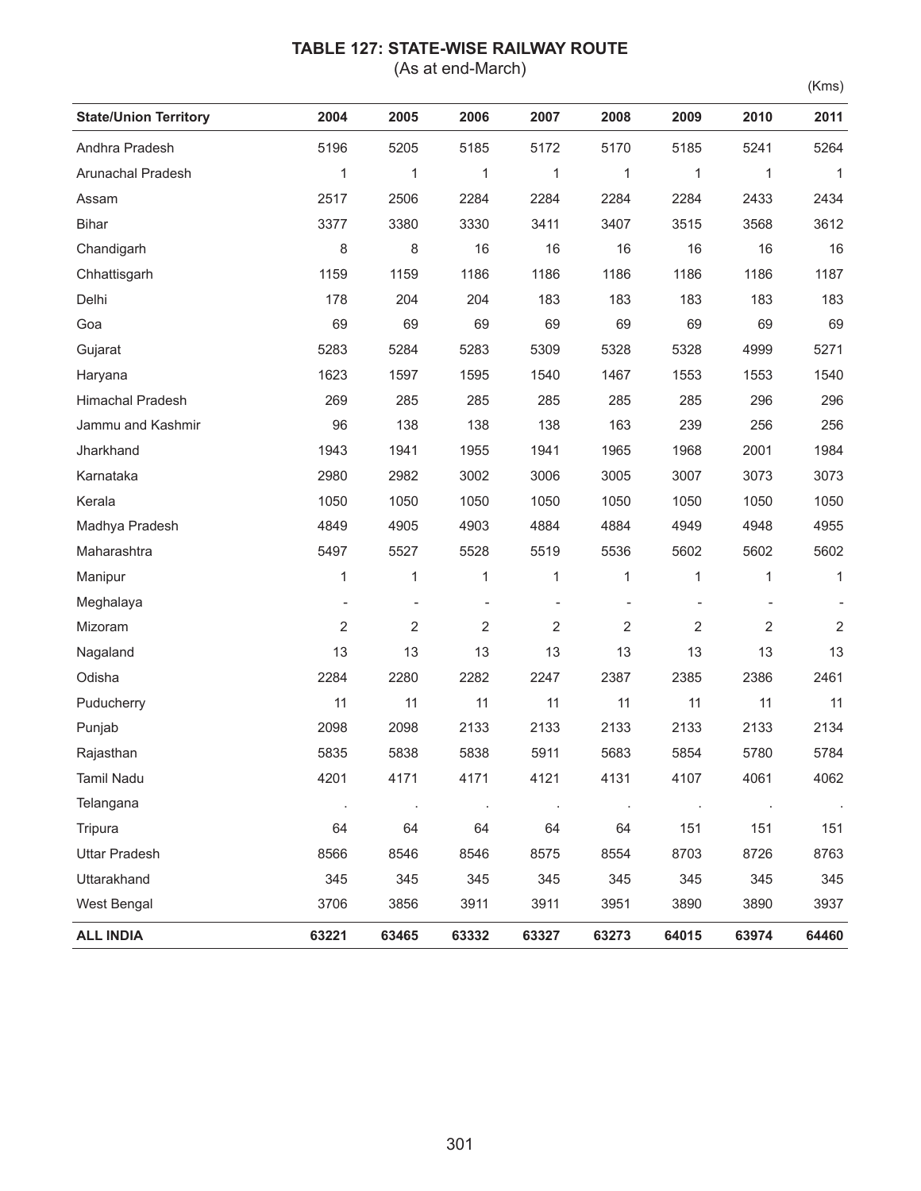# TABLE 127: STATE-WISE RAILWAY ROUTE

(As at end-March)

(Kms)

| State/Union Territory | 2004 | 2005 | 2006 | 2007 | 2008 | 2009 | 2010 | 2011 |
|---|---|---|---|---|---|---|---|---|
| Andhra Pradesh | 5196 | 5205 | 5185 | 5172 | 5170 | 5185 | 5241 | 5264 |
| Arunachal Pradesh | 1 | 1 | 1 | 1 | 1 | 1 | 1 | 1 |
| Assam | 2517 | 2506 | 2284 | 2284 | 2284 | 2284 | 2433 | 2434 |
| Bihar | 3377 | 3380 | 3330 | 3411 | 3407 | 3515 | 3568 | 3612 |
| Chandigarh | 8 | 8 | 16 | 16 | 16 | 16 | 16 | 16 |
| Chhattisgarh | 1159 | 1159 | 1186 | 1186 | 1186 | 1186 | 1186 | 1187 |
| Delhi | 178 | 204 | 204 | 183 | 183 | 183 | 183 | 183 |
| Goa | 69 | 69 | 69 | 69 | 69 | 69 | 69 | 69 |
| Gujarat | 5283 | 5284 | 5283 | 5309 | 5328 | 5328 | 4999 | 5271 |
| Haryana | 1623 | 1597 | 1595 | 1540 | 1467 | 1553 | 1553 | 1540 |
| Himachal Pradesh | 269 | 285 | 285 | 285 | 285 | 285 | 296 | 296 |
| Jammu and Kashmir | 96 | 138 | 138 | 138 | 163 | 239 | 256 | 256 |
| Jharkhand | 1943 | 1941 | 1955 | 1941 | 1965 | 1968 | 2001 | 1984 |
| Karnataka | 2980 | 2982 | 3002 | 3006 | 3005 | 3007 | 3073 | 3073 |
| Kerala | 1050 | 1050 | 1050 | 1050 | 1050 | 1050 | 1050 | 1050 |
| Madhya Pradesh | 4849 | 4905 | 4903 | 4884 | 4884 | 4949 | 4948 | 4955 |
| Maharashtra | 5497 | 5527 | 5528 | 5519 | 5536 | 5602 | 5602 | 5602 |
| Manipur | 1 | 1 | 1 | 1 | 1 | 1 | 1 | 1 |
| Meghalaya | - | - | - | - | - | - | - | - |
| Mizoram | 2 | 2 | 2 | 2 | 2 | 2 | 2 | 2 |
| Nagaland | 13 | 13 | 13 | 13 | 13 | 13 | 13 | 13 |
| Odisha | 2284 | 2280 | 2282 | 2247 | 2387 | 2385 | 2386 | 2461 |
| Puducherry | 11 | 11 | 11 | 11 | 11 | 11 | 11 | 11 |
| Punjab | 2098 | 2098 | 2133 | 2133 | 2133 | 2133 | 2133 | 2134 |
| Rajasthan | 5835 | 5838 | 5838 | 5911 | 5683 | 5854 | 5780 | 5784 |
| Tamil Nadu | 4201 | 4171 | 4171 | 4121 | 4131 | 4107 | 4061 | 4062 |
| Telangana | . | . | . | . | . | . | . | . |
| Tripura | 64 | 64 | 64 | 64 | 64 | 151 | 151 | 151 |
| Uttar Pradesh | 8566 | 8546 | 8546 | 8575 | 8554 | 8703 | 8726 | 8763 |
| Uttarakhand | 345 | 345 | 345 | 345 | 345 | 345 | 345 | 345 |
| West Bengal | 3706 | 3856 | 3911 | 3911 | 3951 | 3890 | 3890 | 3937 |
| **ALL INDIA** | **63221** | **63465** | **63332** | **63327** | **63273** | **64015** | **63974** | **64460** |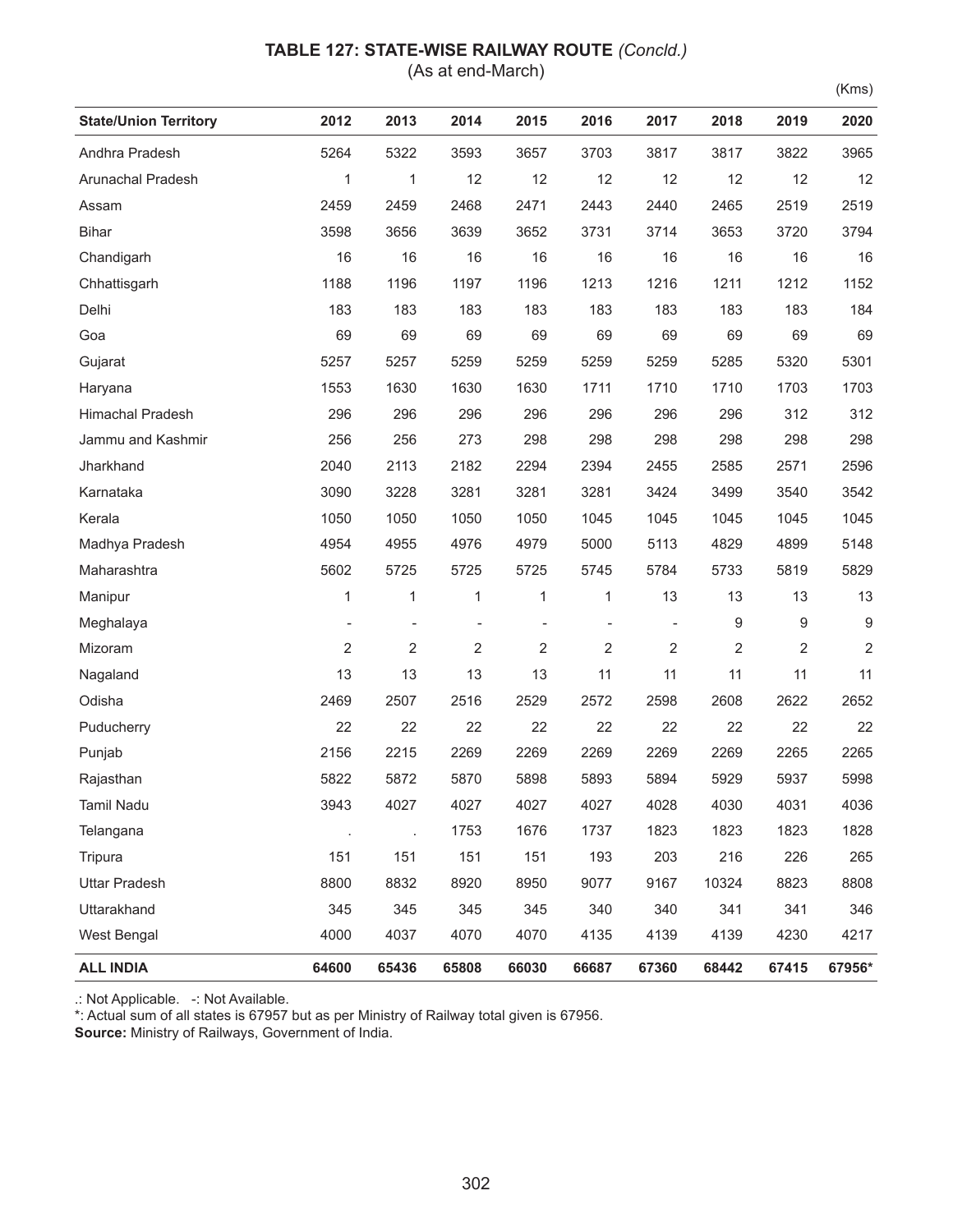## TABLE 127: STATE-WISE RAILWAY ROUTE *(Concld.)*

(As at end-March)

(Kms)

| State/Union Territory | 2012 | 2013 | 2014 | 2015 | 2016 | 2017 | 2018 | 2019 | 2020 |
|---|---|---|---|---|---|---|---|---|---|
| Andhra Pradesh | 5264 | 5322 | 3593 | 3657 | 3703 | 3817 | 3817 | 3822 | 3965 |
| Arunachal Pradesh | 1 | 1 | 12 | 12 | 12 | 12 | 12 | 12 | 12 |
| Assam | 2459 | 2459 | 2468 | 2471 | 2443 | 2440 | 2465 | 2519 | 2519 |
| Bihar | 3598 | 3656 | 3639 | 3652 | 3731 | 3714 | 3653 | 3720 | 3794 |
| Chandigarh | 16 | 16 | 16 | 16 | 16 | 16 | 16 | 16 | 16 |
| Chhattisgarh | 1188 | 1196 | 1197 | 1196 | 1213 | 1216 | 1211 | 1212 | 1152 |
| Delhi | 183 | 183 | 183 | 183 | 183 | 183 | 183 | 183 | 184 |
| Goa | 69 | 69 | 69 | 69 | 69 | 69 | 69 | 69 | 69 |
| Gujarat | 5257 | 5257 | 5259 | 5259 | 5259 | 5259 | 5285 | 5320 | 5301 |
| Haryana | 1553 | 1630 | 1630 | 1630 | 1711 | 1710 | 1710 | 1703 | 1703 |
| Himachal Pradesh | 296 | 296 | 296 | 296 | 296 | 296 | 296 | 312 | 312 |
| Jammu and Kashmir | 256 | 256 | 273 | 298 | 298 | 298 | 298 | 298 | 298 |
| Jharkhand | 2040 | 2113 | 2182 | 2294 | 2394 | 2455 | 2585 | 2571 | 2596 |
| Karnataka | 3090 | 3228 | 3281 | 3281 | 3281 | 3424 | 3499 | 3540 | 3542 |
| Kerala | 1050 | 1050 | 1050 | 1050 | 1045 | 1045 | 1045 | 1045 | 1045 |
| Madhya Pradesh | 4954 | 4955 | 4976 | 4979 | 5000 | 5113 | 4829 | 4899 | 5148 |
| Maharashtra | 5602 | 5725 | 5725 | 5725 | 5745 | 5784 | 5733 | 5819 | 5829 |
| Manipur | 1 | 1 | 1 | 1 | 1 | 13 | 13 | 13 | 13 |
| Meghalaya | - | - | - | - | - | - | 9 | 9 | 9 |
| Mizoram | 2 | 2 | 2 | 2 | 2 | 2 | 2 | 2 | 2 |
| Nagaland | 13 | 13 | 13 | 13 | 11 | 11 | 11 | 11 | 11 |
| Odisha | 2469 | 2507 | 2516 | 2529 | 2572 | 2598 | 2608 | 2622 | 2652 |
| Puducherry | 22 | 22 | 22 | 22 | 22 | 22 | 22 | 22 | 22 |
| Punjab | 2156 | 2215 | 2269 | 2269 | 2269 | 2269 | 2269 | 2265 | 2265 |
| Rajasthan | 5822 | 5872 | 5870 | 5898 | 5893 | 5894 | 5929 | 5937 | 5998 |
| Tamil Nadu | 3943 | 4027 | 4027 | 4027 | 4027 | 4028 | 4030 | 4031 | 4036 |
| Telangana | . | . | 1753 | 1676 | 1737 | 1823 | 1823 | 1823 | 1828 |
| Tripura | 151 | 151 | 151 | 151 | 193 | 203 | 216 | 226 | 265 |
| Uttar Pradesh | 8800 | 8832 | 8920 | 8950 | 9077 | 9167 | 10324 | 8823 | 8808 |
| Uttarakhand | 345 | 345 | 345 | 345 | 340 | 340 | 341 | 341 | 346 |
| West Bengal | 4000 | 4037 | 4070 | 4070 | 4135 | 4139 | 4139 | 4230 | 4217 |
| **ALL INDIA** | **64600** | **65436** | **65808** | **66030** | **66687** | **67360** | **68442** | **67415** | **67956*** |

.: Not Applicable. -: Not Available.

*: Actual sum of all states is 67957 but as per Ministry of Railway total given is 67956.

**Source:** Ministry of Railways, Government of India.